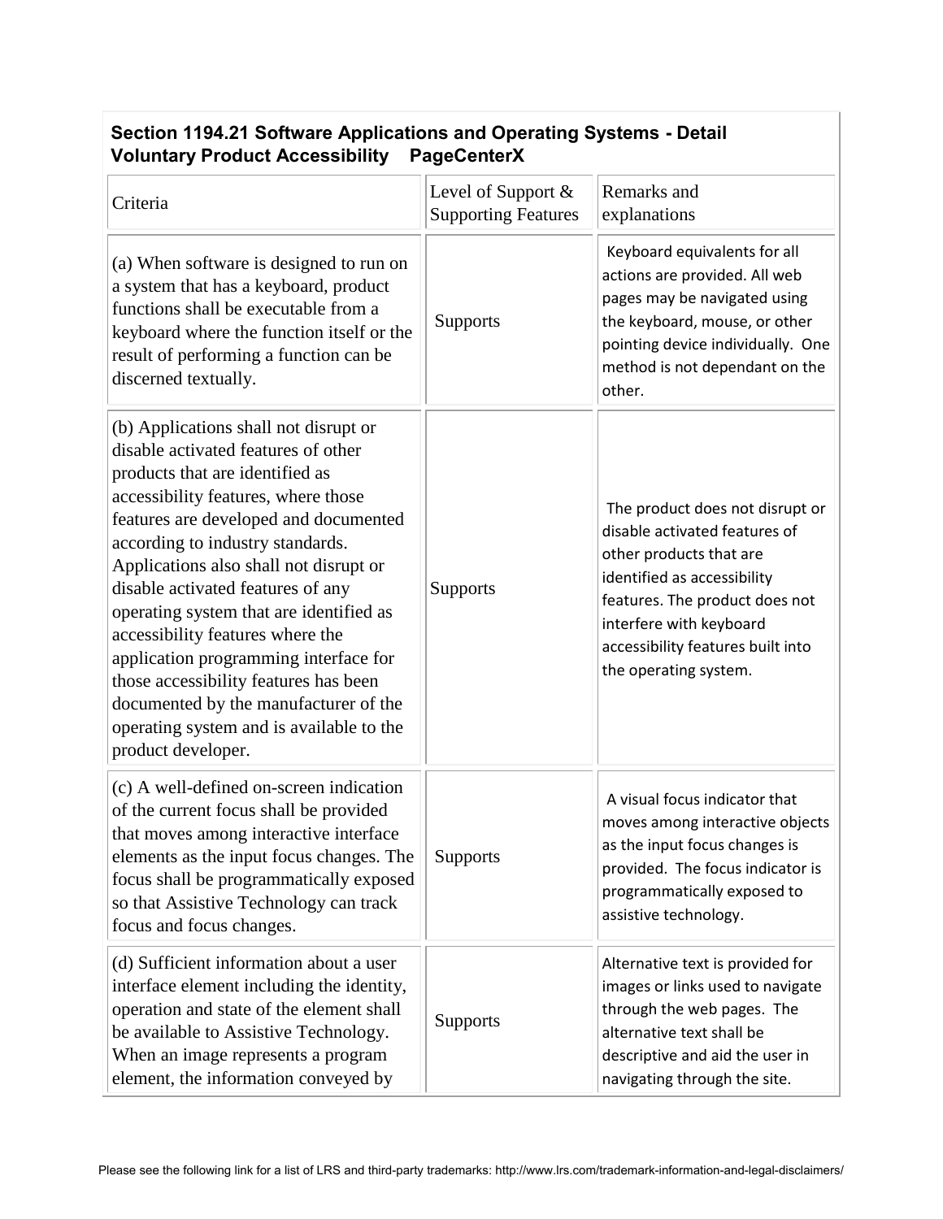## Section 1194.21 Software Applications and Operating Systems - Detail Voluntary Product Accessibility PageCenterX

| Criteria | Level of Support & Supporting Features | Remarks and explanations |
|---|---|---|
| (a) When software is designed to run on a system that has a keyboard, product functions shall be executable from a keyboard where the function itself or the result of performing a function can be discerned textually. | Supports | Keyboard equivalents for all actions are provided. All web pages may be navigated using the keyboard, mouse, or other pointing device individually. One method is not dependant on the other. |
| (b) Applications shall not disrupt or disable activated features of other products that are identified as accessibility features, where those features are developed and documented according to industry standards. Applications also shall not disrupt or disable activated features of any operating system that are identified as accessibility features where the application programming interface for those accessibility features has been documented by the manufacturer of the operating system and is available to the product developer. | Supports | The product does not disrupt or disable activated features of other products that are identified as accessibility features. The product does not interfere with keyboard accessibility features built into the operating system. |
| (c) A well-defined on-screen indication of the current focus shall be provided that moves among interactive interface elements as the input focus changes. The focus shall be programmatically exposed so that Assistive Technology can track focus and focus changes. | Supports | A visual focus indicator that moves among interactive objects as the input focus changes is provided. The focus indicator is programmatically exposed to assistive technology. |
| (d) Sufficient information about a user interface element including the identity, operation and state of the element shall be available to Assistive Technology. When an image represents a program element, the information conveyed by | Supports | Alternative text is provided for images or links used to navigate through the web pages. The alternative text shall be descriptive and aid the user in navigating through the site. |

Please see the following link for a list of LRS and third-party trademarks: http://www.lrs.com/trademark-information-and-legal-disclaimers/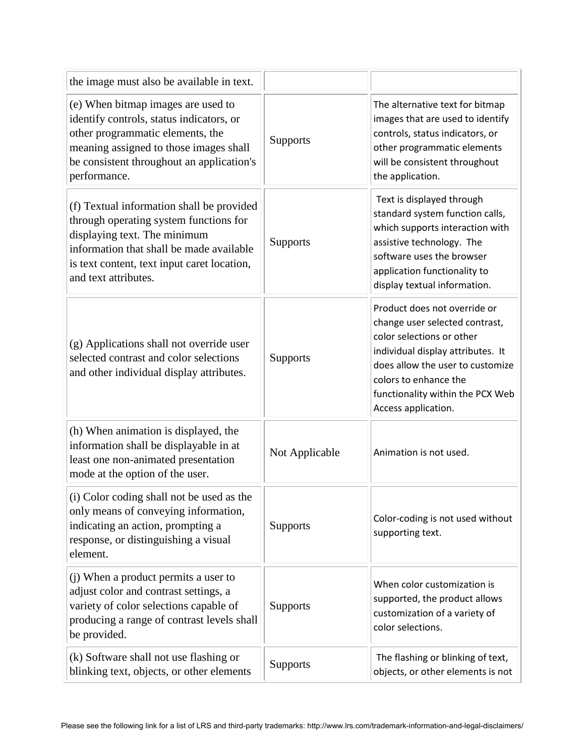| | | |
|---|---|---|
| the image must also be available in text. | | |
| (e) When bitmap images are used to identify controls, status indicators, or other programmatic elements, the meaning assigned to those images shall be consistent throughout an application's performance. | Supports | The alternative text for bitmap images that are used to identify controls, status indicators, or other programmatic elements will be consistent throughout the application. |
| (f) Textual information shall be provided through operating system functions for displaying text. The minimum information that shall be made available is text content, text input caret location, and text attributes. | Supports | Text is displayed through standard system function calls, which supports interaction with assistive technology. The software uses the browser application functionality to display textual information. |
| (g) Applications shall not override user selected contrast and color selections and other individual display attributes. | Supports | Product does not override or change user selected contrast, color selections or other individual display attributes. It does allow the user to customize colors to enhance the functionality within the PCX Web Access application. |
| (h) When animation is displayed, the information shall be displayable in at least one non-animated presentation mode at the option of the user. | Not Applicable | Animation is not used. |
| (i) Color coding shall not be used as the only means of conveying information, indicating an action, prompting a response, or distinguishing a visual element. | Supports | Color-coding is not used without supporting text. |
| (j) When a product permits a user to adjust color and contrast settings, a variety of color selections capable of producing a range of contrast levels shall be provided. | Supports | When color customization is supported, the product allows customization of a variety of color selections. |
| (k) Software shall not use flashing or blinking text, objects, or other elements | Supports | The flashing or blinking of text, objects, or other elements is not |

Please see the following link for a list of LRS and third-party trademarks: http://www.lrs.com/trademark-information-and-legal-disclaimers/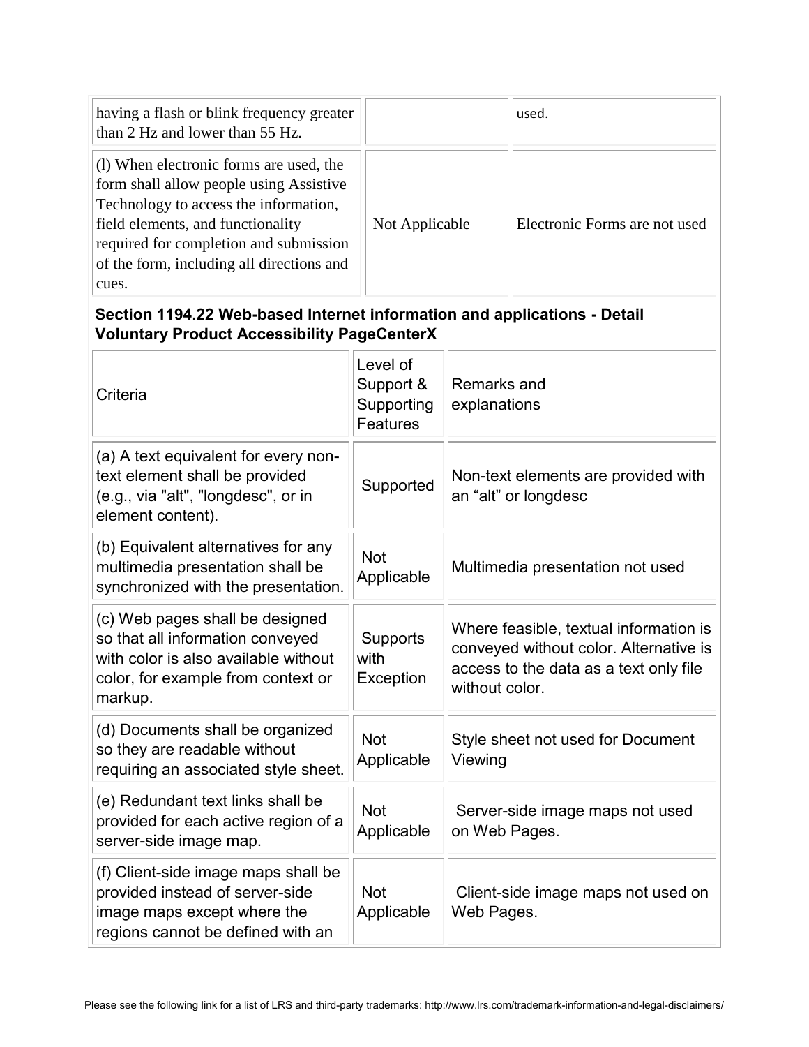| | | |
|---|---|---|
| having a flash or blink frequency greater than 2 Hz and lower than 55 Hz. | | used. |
| (l) When electronic forms are used, the form shall allow people using Assistive Technology to access the information, field elements, and functionality required for completion and submission of the form, including all directions and cues. | Not Applicable | Electronic Forms are not used |

**Section 1194.22 Web-based Internet information and applications - Detail Voluntary Product Accessibility PageCenterX**

| Criteria | Level of Support & Supporting Features | Remarks and explanations |
|---|---|---|
| (a) A text equivalent for every non-text element shall be provided (e.g., via "alt", "longdesc", or in element content). | Supported | Non-text elements are provided with an “alt” or longdesc |
| (b) Equivalent alternatives for any multimedia presentation shall be synchronized with the presentation. | Not Applicable | Multimedia presentation not used |
| (c) Web pages shall be designed so that all information conveyed with color is also available without color, for example from context or markup. | Supports with Exception | Where feasible, textual information is conveyed without color. Alternative is access to the data as a text only file without color. |
| (d) Documents shall be organized so they are readable without requiring an associated style sheet. | Not Applicable | Style sheet not used for Document Viewing |
| (e) Redundant text links shall be provided for each active region of a server-side image map. | Not Applicable | Server-side image maps not used on Web Pages. |
| (f) Client-side image maps shall be provided instead of server-side image maps except where the regions cannot be defined with an | Not Applicable | Client-side image maps not used on Web Pages. |

Please see the following link for a list of LRS and third-party trademarks: http://www.lrs.com/trademark-information-and-legal-disclaimers/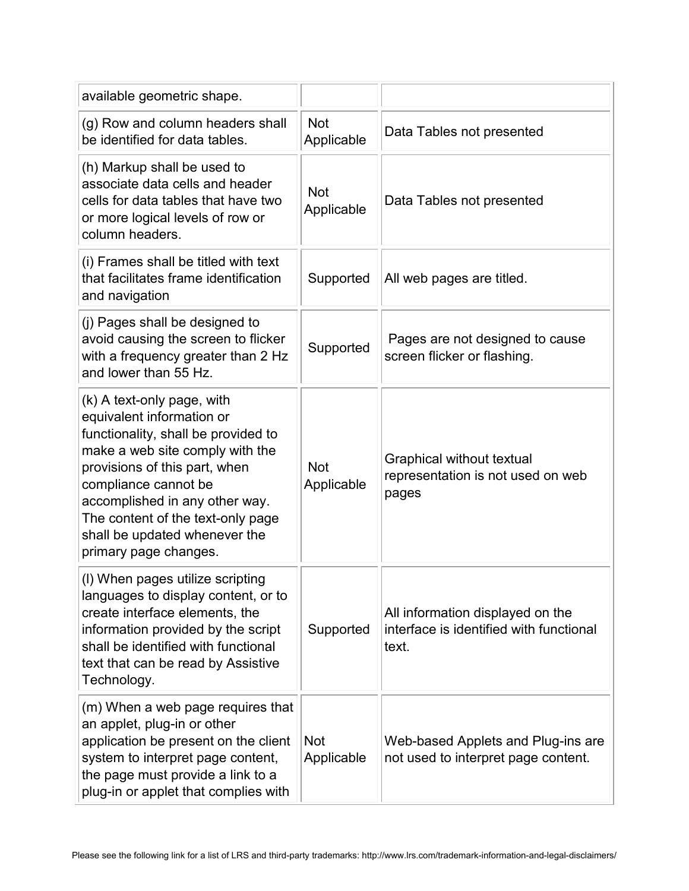| | | |
|---|---|---|
| available geometric shape. | | |
| (g) Row and column headers shall be identified for data tables. | Not Applicable | Data Tables not presented |
| (h) Markup shall be used to associate data cells and header cells for data tables that have two or more logical levels of row or column headers. | Not Applicable | Data Tables not presented |
| (i) Frames shall be titled with text that facilitates frame identification and navigation | Supported | All web pages are titled. |
| (j) Pages shall be designed to avoid causing the screen to flicker with a frequency greater than 2 Hz and lower than 55 Hz. | Supported | Pages are not designed to cause screen flicker or flashing. |
| (k) A text-only page, with equivalent information or functionality, shall be provided to make a web site comply with the provisions of this part, when compliance cannot be accomplished in any other way. The content of the text-only page shall be updated whenever the primary page changes. | Not Applicable | Graphical without textual representation is not used on web pages |
| (l) When pages utilize scripting languages to display content, or to create interface elements, the information provided by the script shall be identified with functional text that can be read by Assistive Technology. | Supported | All information displayed on the interface is identified with functional text. |
| (m) When a web page requires that an applet, plug-in or other application be present on the client system to interpret page content, the page must provide a link to a plug-in or applet that complies with | Not Applicable | Web-based Applets and Plug-ins are not used to interpret page content. |

Please see the following link for a list of LRS and third-party trademarks: http://www.lrs.com/trademark-information-and-legal-disclaimers/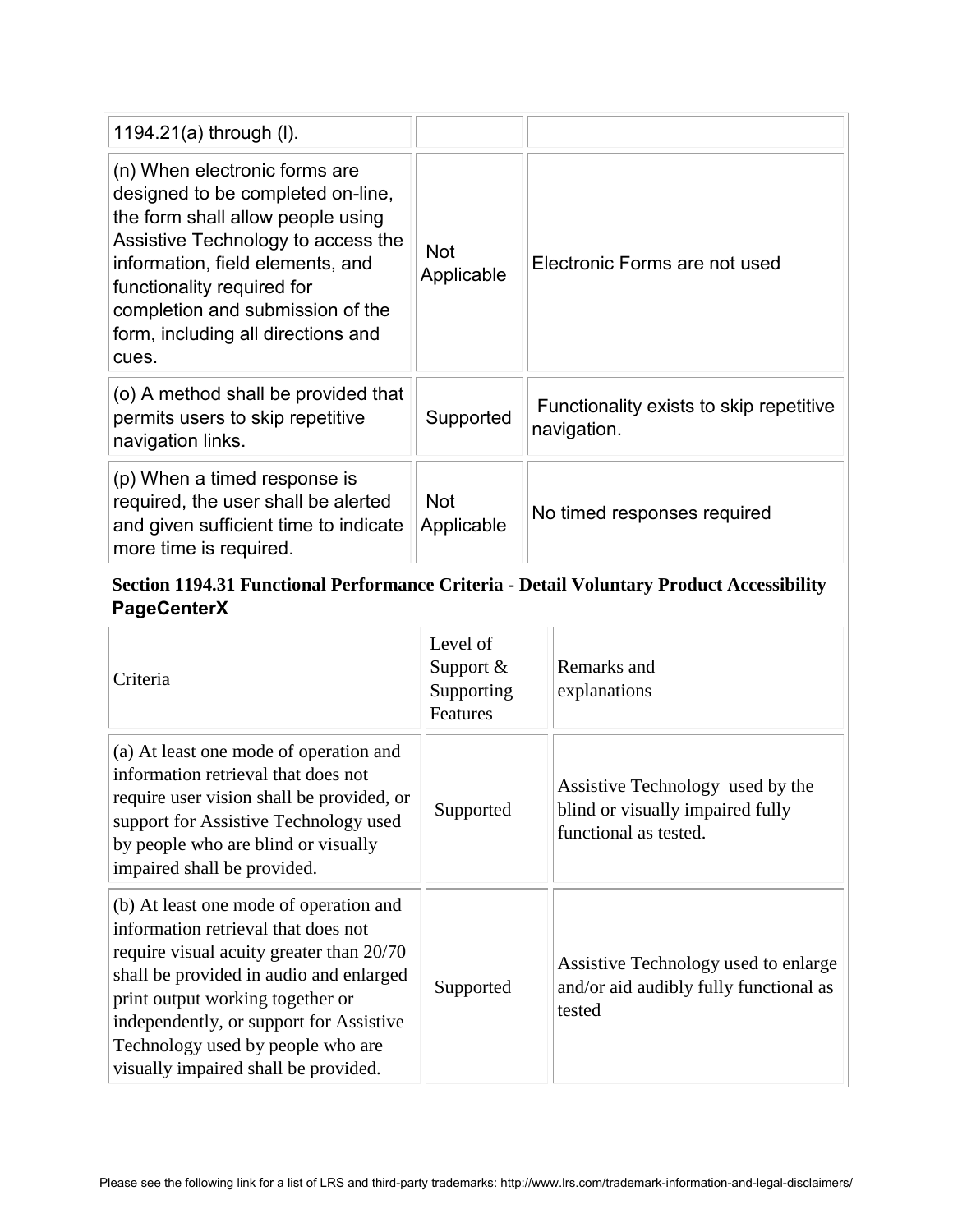| | | |
|---|---|---|
| 1194.21(a) through (l). | | |
| (n) When electronic forms are designed to be completed on-line, the form shall allow people using Assistive Technology to access the information, field elements, and functionality required for completion and submission of the form, including all directions and cues. | Not Applicable | Electronic Forms are not used |
| (o) A method shall be provided that permits users to skip repetitive navigation links. | Supported | Functionality exists to skip repetitive navigation. |
| (p) When a timed response is required, the user shall be alerted and given sufficient time to indicate more time is required. | Not Applicable | No timed responses required |

**Section 1194.31 Functional Performance Criteria - Detail Voluntary Product Accessibility PageCenterX**

| Criteria | Level of Support & Supporting Features | Remarks and explanations |
|---|---|---|
| (a) At least one mode of operation and information retrieval that does not require user vision shall be provided, or support for Assistive Technology used by people who are blind or visually impaired shall be provided. | Supported | Assistive Technology used by the blind or visually impaired fully functional as tested. |
| (b) At least one mode of operation and information retrieval that does not require visual acuity greater than 20/70 shall be provided in audio and enlarged print output working together or independently, or support for Assistive Technology used by people who are visually impaired shall be provided. | Supported | Assistive Technology used to enlarge and/or aid audibly fully functional as tested |

Please see the following link for a list of LRS and third-party trademarks: http://www.lrs.com/trademark-information-and-legal-disclaimers/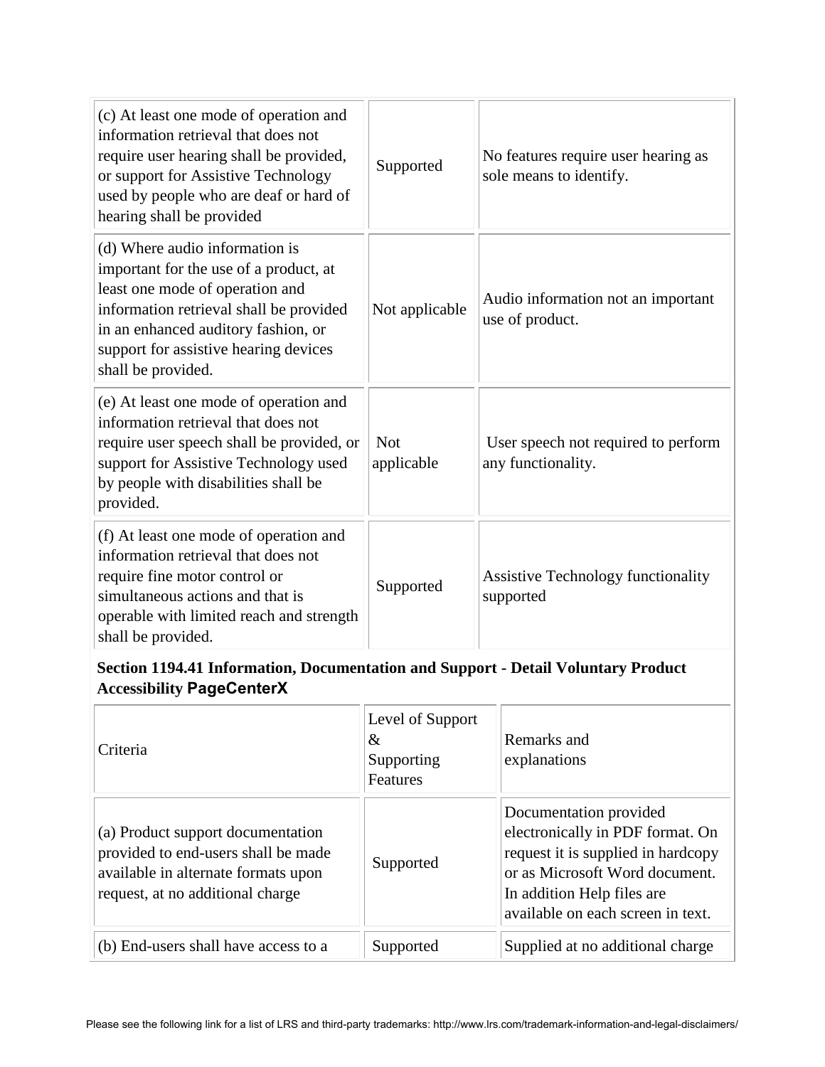| | | |
|---|---|---|
| (c) At least one mode of operation and information retrieval that does not require user hearing shall be provided, or support for Assistive Technology used by people who are deaf or hard of hearing shall be provided | Supported | No features require user hearing as sole means to identify. |
| (d) Where audio information is important for the use of a product, at least one mode of operation and information retrieval shall be provided in an enhanced auditory fashion, or support for assistive hearing devices shall be provided. | Not applicable | Audio information not an important use of product. |
| (e) At least one mode of operation and information retrieval that does not require user speech shall be provided, or support for Assistive Technology used by people with disabilities shall be provided. | Not applicable | User speech not required to perform any functionality. |
| (f) At least one mode of operation and information retrieval that does not require fine motor control or simultaneous actions and that is operable with limited reach and strength shall be provided. | Supported | Assistive Technology functionality supported |

**Section 1194.41 Information, Documentation and Support - Detail Voluntary Product Accessibility PageCenterX**

| Criteria | Level of Support & Supporting Features | Remarks and explanations |
|---|---|---|
| (a) Product support documentation provided to end-users shall be made available in alternate formats upon request, at no additional charge | Supported | Documentation provided electronically in PDF format. On request it is supplied in hardcopy or as Microsoft Word document. In addition Help files are available on each screen in text. |
| (b) End-users shall have access to a | Supported | Supplied at no additional charge |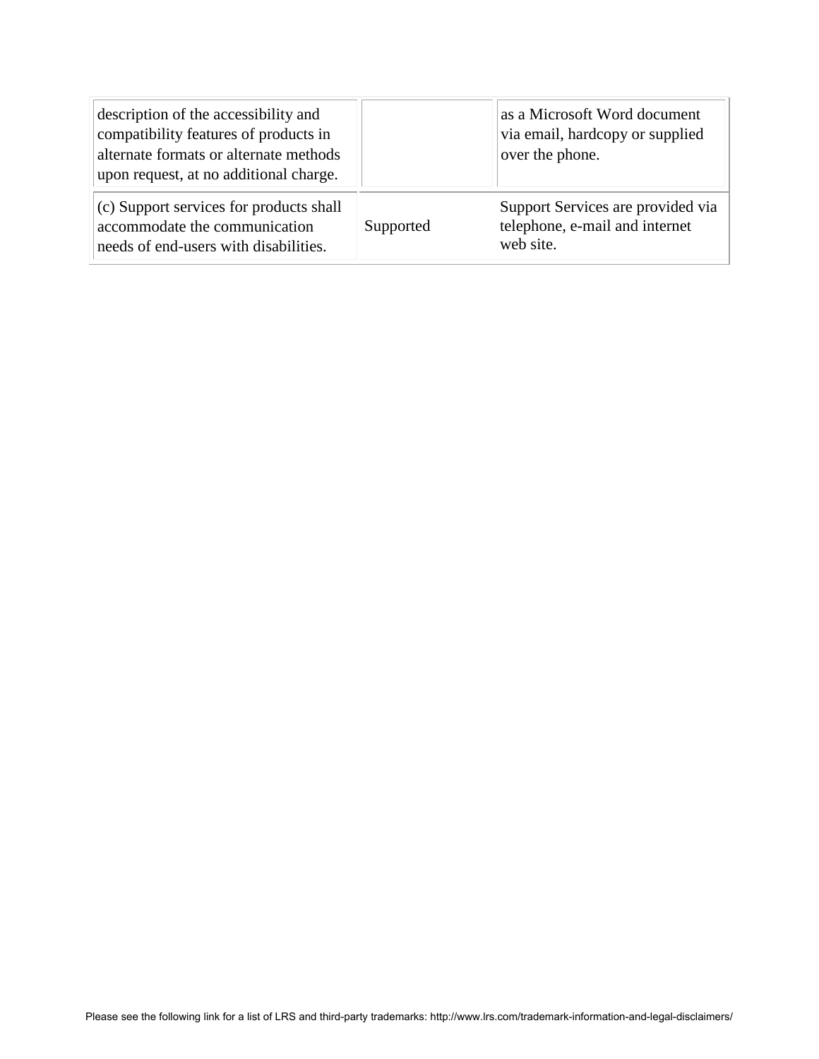| | | |
|---|---|---|
| description of the accessibility and compatibility features of products in alternate formats or alternate methods upon request, at no additional charge. | | as a Microsoft Word document via email, hardcopy or supplied over the phone. |
| (c) Support services for products shall accommodate the communication needs of end-users with disabilities. | Supported | Support Services are provided via telephone, e-mail and internet web site. |

Please see the following link for a list of LRS and third-party trademarks: http://www.lrs.com/trademark-information-and-legal-disclaimers/